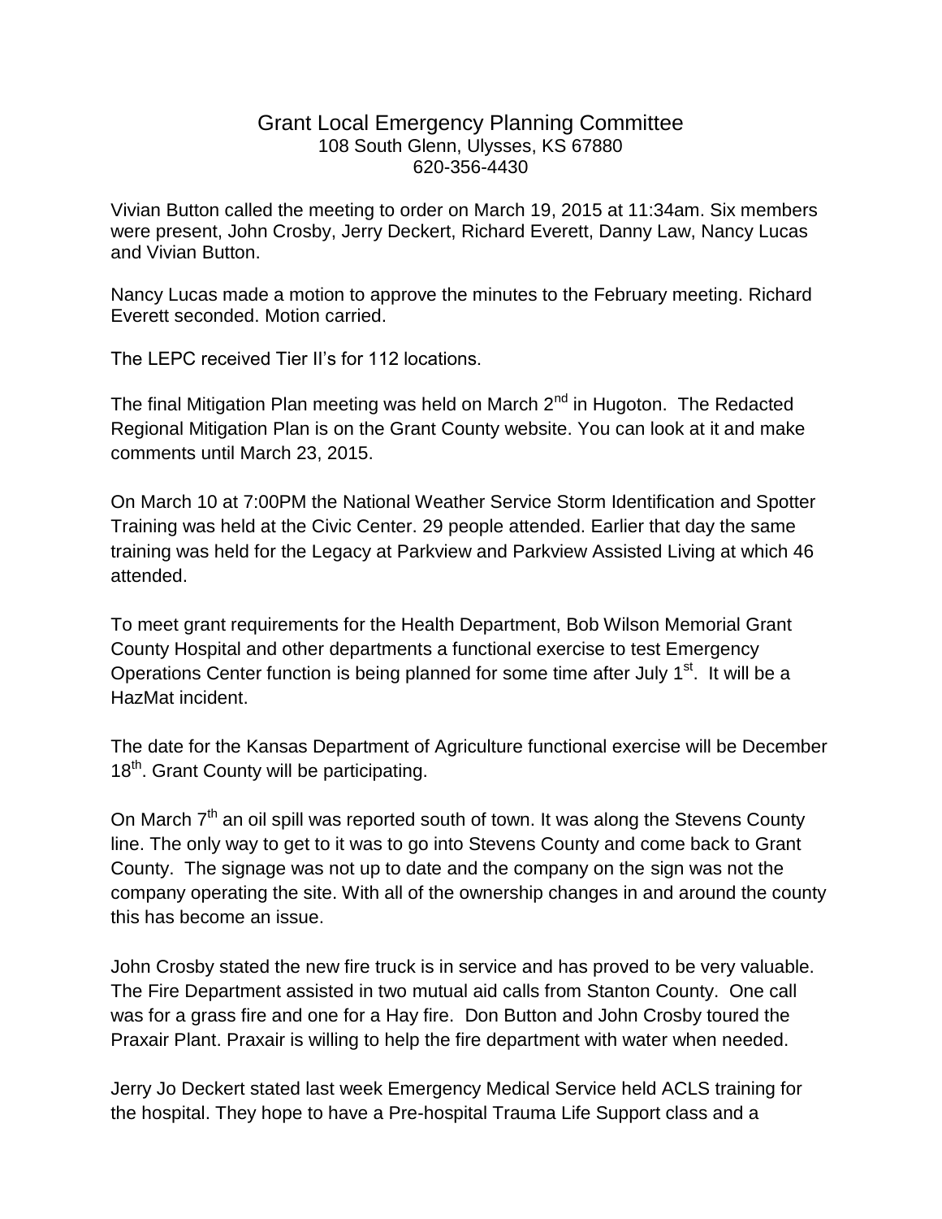# Grant Local Emergency Planning Committee

108 South Glenn, Ulysses, KS 67880
620-356-4430

Vivian Button called the meeting to order on March 19, 2015 at 11:34am. Six members were present, John Crosby, Jerry Deckert, Richard Everett, Danny Law, Nancy Lucas and Vivian Button.

Nancy Lucas made a motion to approve the minutes to the February meeting. Richard Everett seconded. Motion carried.

The LEPC received Tier II's for 112 locations.

The final Mitigation Plan meeting was held on March 2nd in Hugoton. The Redacted Regional Mitigation Plan is on the Grant County website. You can look at it and make comments until March 23, 2015.

On March 10 at 7:00PM the National Weather Service Storm Identification and Spotter Training was held at the Civic Center. 29 people attended. Earlier that day the same training was held for the Legacy at Parkview and Parkview Assisted Living at which 46 attended.

To meet grant requirements for the Health Department, Bob Wilson Memorial Grant County Hospital and other departments a functional exercise to test Emergency Operations Center function is being planned for some time after July 1st. It will be a HazMat incident.

The date for the Kansas Department of Agriculture functional exercise will be December 18th. Grant County will be participating.

On March 7th an oil spill was reported south of town. It was along the Stevens County line. The only way to get to it was to go into Stevens County and come back to Grant County. The signage was not up to date and the company on the sign was not the company operating the site. With all of the ownership changes in and around the county this has become an issue.

John Crosby stated the new fire truck is in service and has proved to be very valuable. The Fire Department assisted in two mutual aid calls from Stanton County. One call was for a grass fire and one for a Hay fire. Don Button and John Crosby toured the Praxair Plant. Praxair is willing to help the fire department with water when needed.

Jerry Jo Deckert stated last week Emergency Medical Service held ACLS training for the hospital. They hope to have a Pre-hospital Trauma Life Support class and a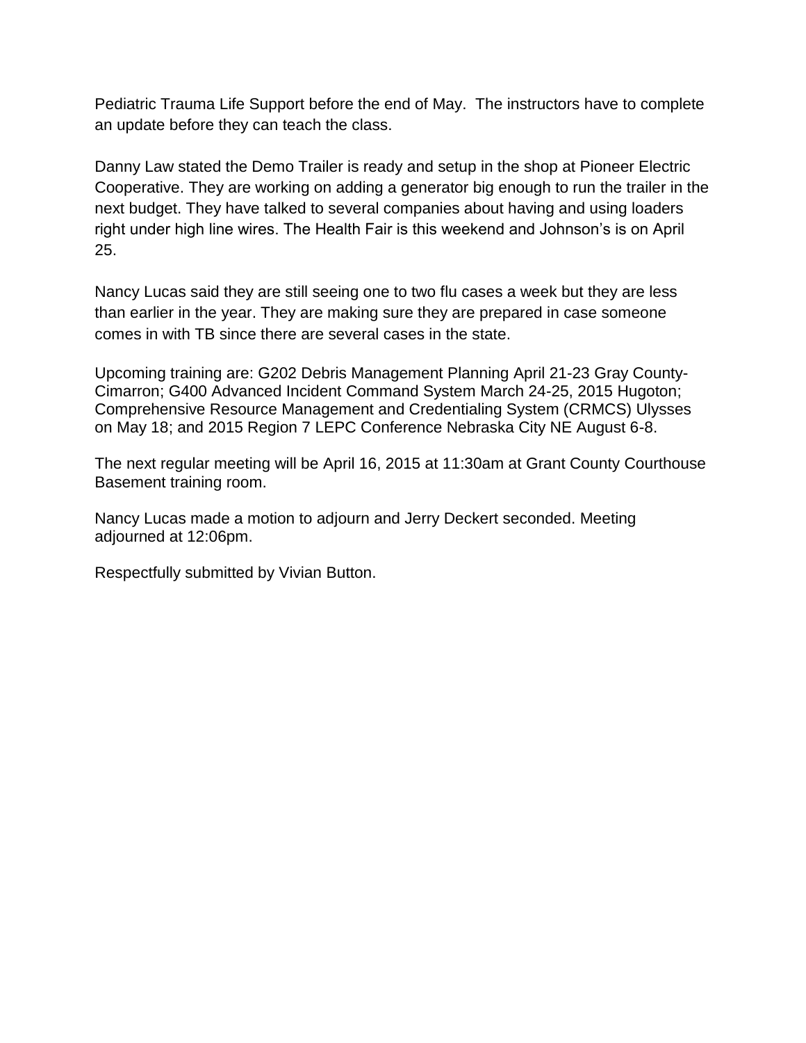Pediatric Trauma Life Support before the end of May. The instructors have to complete an update before they can teach the class.

Danny Law stated the Demo Trailer is ready and setup in the shop at Pioneer Electric Cooperative. They are working on adding a generator big enough to run the trailer in the next budget. They have talked to several companies about having and using loaders right under high line wires. The Health Fair is this weekend and Johnson's is on April 25.

Nancy Lucas said they are still seeing one to two flu cases a week but they are less than earlier in the year. They are making sure they are prepared in case someone comes in with TB since there are several cases in the state.

Upcoming training are: G202 Debris Management Planning April 21-23 Gray County-Cimarron; G400 Advanced Incident Command System March 24-25, 2015 Hugoton; Comprehensive Resource Management and Credentialing System (CRMCS) Ulysses on May 18; and 2015 Region 7 LEPC Conference Nebraska City NE August 6-8.

The next regular meeting will be April 16, 2015 at 11:30am at Grant County Courthouse Basement training room.

Nancy Lucas made a motion to adjourn and Jerry Deckert seconded. Meeting adjourned at 12:06pm.

Respectfully submitted by Vivian Button.